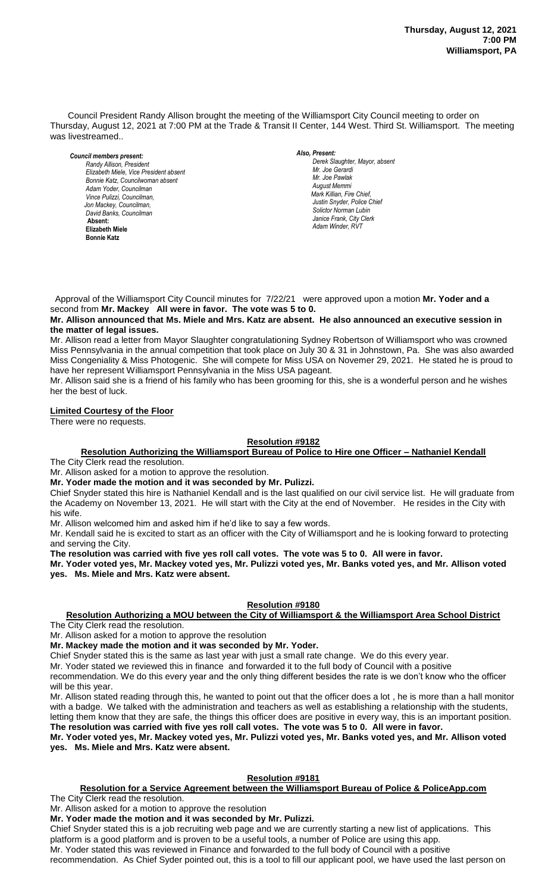**Thursday, August 12, 2021**
**7:00 PM**
**Williamsport, PA**

Council President Randy Allison brought the meeting of the Williamsport City Council meeting to order on Thursday, August 12, 2021 at 7:00 PM at the Trade & Transit II Center, 144 West. Third St. Williamsport. The meeting was livestreamed..

***Council members present:***
*Randy Allison, President*
*Elizabeth Miele, Vice President absent*
*Bonnie Katz, Councilwoman absent*
*Adam Yoder, Councilman*
*Vince Pulizzi, Councilman,*
*Jon Mackey, Councilman,*
*David Banks, Councilman*
**Absent:**
**Elizabeth Miele**
**Bonnie Katz**

***Also, Present:***
*Derek Slaughter, Mayor, absent*
*Mr. Joe Gerardi*
*Mr. Joe Pawlak*
*August Memmi*
*Mark Killian, Fire Chief,*
*Justin Snyder, Police Chief*
*Solictor Norman Lubin*
*Janice Frank, City Clerk*
*Adam Winder, RVT*

Approval of the Williamsport City Council minutes for 7/22/21 were approved upon a motion **Mr. Yoder and a** second from **Mr. Mackey All were in favor. The vote was 5 to 0.**

**Mr. Allison announced that Ms. Miele and Mrs. Katz are absent. He also announced an executive session in the matter of legal issues.**

Mr. Allison read a letter from Mayor Slaughter congratulationing Sydney Robertson of Williamsport who was crowned Miss Pennsylvania in the annual competition that took place on July 30 & 31 in Johnstown, Pa. She was also awarded Miss Congeniality & Miss Photogenic. She will compete for Miss USA on Novemer 29, 2021. He stated he is proud to have her represent Williamsport Pennsylvania in the Miss USA pageant.

Mr. Allison said she is a friend of his family who has been grooming for this, she is a wonderful person and he wishes her the best of luck.

**Limited Courtesy of the Floor**

There were no requests.

**Resolution #9182**

**Resolution Authorizing the Williamsport Bureau of Police to Hire one Officer – Nathaniel Kendall**

The City Clerk read the resolution.

Mr. Allison asked for a motion to approve the resolution.

**Mr. Yoder made the motion and it was seconded by Mr. Pulizzi.**

Chief Snyder stated this hire is Nathaniel Kendall and is the last qualified on our civil service list. He will graduate from the Academy on November 13, 2021. He will start with the City at the end of November. He resides in the City with his wife.

Mr. Allison welcomed him and asked him if he'd like to say a few words.

Mr. Kendall said he is excited to start as an officer with the City of Williamsport and he is looking forward to protecting and serving the City.

**The resolution was carried with five yes roll call votes. The vote was 5 to 0. All were in favor.**

**Mr. Yoder voted yes, Mr. Mackey voted yes, Mr. Pulizzi voted yes, Mr. Banks voted yes, and Mr. Allison voted yes. Ms. Miele and Mrs. Katz were absent.**

**Resolution #9180**

**Resolution Authorizing a MOU between the City of Williamsport & the Williamsport Area School District**

The City Clerk read the resolution.

Mr. Allison asked for a motion to approve the resolution

**Mr. Mackey made the motion and it was seconded by Mr. Yoder.**

Chief Snyder stated this is the same as last year with just a small rate change. We do this every year.

Mr. Yoder stated we reviewed this in finance and forwarded it to the full body of Council with a positive recommendation. We do this every year and the only thing different besides the rate is we don't know who the officer will be this year.

Mr. Allison stated reading through this, he wanted to point out that the officer does a lot , he is more than a hall monitor with a badge. We talked with the administration and teachers as well as establishing a relationship with the students, letting them know that they are safe, the things this officer does are positive in every way, this is an important position.

**The resolution was carried with five yes roll call votes. The vote was 5 to 0. All were in favor.**

**Mr. Yoder voted yes, Mr. Mackey voted yes, Mr. Pulizzi voted yes, Mr. Banks voted yes, and Mr. Allison voted yes. Ms. Miele and Mrs. Katz were absent.**

**Resolution #9181**

**Resolution for a Service Agreement between the Williamsport Bureau of Police & PoliceApp.com**

The City Clerk read the resolution.

Mr. Allison asked for a motion to approve the resolution

**Mr. Yoder made the motion and it was seconded by Mr. Pulizzi.**

Chief Snyder stated this is a job recruiting web page and we are currently starting a new list of applications. This platform is a good platform and is proven to be a useful tools, a number of Police are using this app.

Mr. Yoder stated this was reviewed in Finance and forwarded to the full body of Council with a positive recommendation. As Chief Syder pointed out, this is a tool to fill our applicant pool, we have used the last person on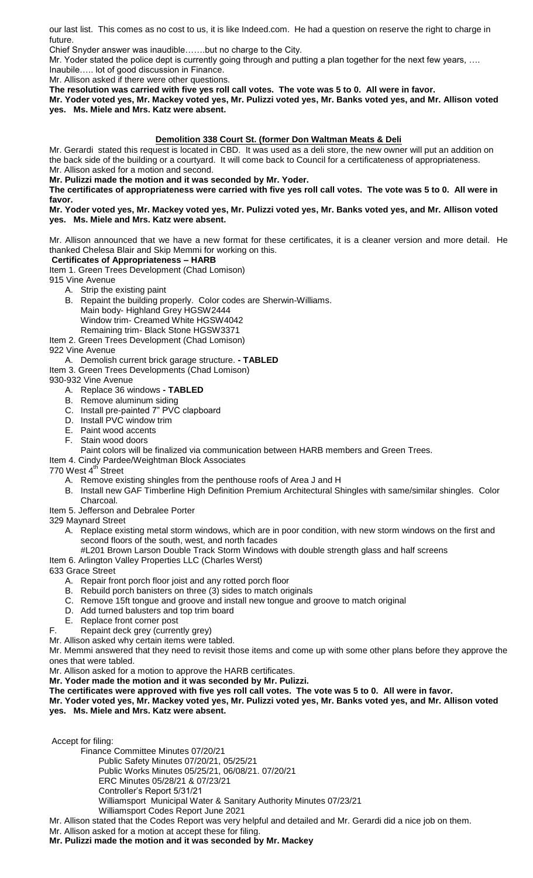our last list. This comes as no cost to us, it is like Indeed.com. He had a question on reserve the right to charge in future.

Chief Snyder answer was inaudible…….but no charge to the City.

Mr. Yoder stated the police dept is currently going through and putting a plan together for the next few years, …. Inaubile….. lot of good discussion in Finance.

Mr. Allison asked if there were other questions.

**The resolution was carried with five yes roll call votes. The vote was 5 to 0. All were in favor.**

**Mr. Yoder voted yes, Mr. Mackey voted yes, Mr. Pulizzi voted yes, Mr. Banks voted yes, and Mr. Allison voted yes. Ms. Miele and Mrs. Katz were absent.**

## Demolition 338 Court St. (former Don Waltman Meats & Deli

Mr. Gerardi stated this request is located in CBD. It was used as a deli store, the new owner will put an addition on the back side of the building or a courtyard. It will come back to Council for a certificateness of appropriateness.

Mr. Allison asked for a motion and second.

**Mr. Pulizzi made the motion and it was seconded by Mr. Yoder.**

**The certificates of appropriateness were carried with five yes roll call votes. The vote was 5 to 0. All were in favor.**

**Mr. Yoder voted yes, Mr. Mackey voted yes, Mr. Pulizzi voted yes, Mr. Banks voted yes, and Mr. Allison voted yes. Ms. Miele and Mrs. Katz were absent.**

Mr. Allison announced that we have a new format for these certificates, it is a cleaner version and more detail. He thanked Chelesa Blair and Skip Memmi for working on this.

**Certificates of Appropriateness – HARB**

Item 1. Green Trees Development (Chad Lomison)
915 Vine Avenue
- A. Strip the existing paint
- B. Repaint the building properly. Color codes are Sherwin-Williams.
  Main body- Highland Grey HGSW2444
  Window trim- Creamed White HGSW4042
  Remaining trim- Black Stone HGSW3371

Item 2. Green Trees Development (Chad Lomison)
922 Vine Avenue
- A. Demolish current brick garage structure. **- TABLED**

Item 3. Green Trees Developments (Chad Lomison)
930-932 Vine Avenue
- A. Replace 36 windows **- TABLED**
- B. Remove aluminum siding
- C. Install pre-painted 7" PVC clapboard
- D. Install PVC window trim
- E. Paint wood accents
- F. Stain wood doors
  Paint colors will be finalized via communication between HARB members and Green Trees.

Item 4. Cindy Pardee/Weightman Block Associates
770 West 4th Street
- A. Remove existing shingles from the penthouse roofs of Area J and H
- B. Install new GAF Timberline High Definition Premium Architectural Shingles with same/similar shingles. Color Charcoal.

Item 5. Jefferson and Debralee Porter
329 Maynard Street
- A. Replace existing metal storm windows, which are in poor condition, with new storm windows on the first and second floors of the south, west, and north facades
  #L201 Brown Larson Double Track Storm Windows with double strength glass and half screens

Item 6. Arlington Valley Properties LLC (Charles Werst)
633 Grace Street
- A. Repair front porch floor joist and any rotted porch floor
- B. Rebuild porch banisters on three (3) sides to match originals
- C. Remove 15ft tongue and groove and install new tongue and groove to match original
- D. Add turned balusters and top trim board
- E. Replace front corner post
- F. Repaint deck grey (currently grey)

Mr. Allison asked why certain items were tabled.

Mr. Memmi answered that they need to revisit those items and come up with some other plans before they approve the ones that were tabled.

Mr. Allison asked for a motion to approve the HARB certificates.

**Mr. Yoder made the motion and it was seconded by Mr. Pulizzi.**

**The certificates were approved with five yes roll call votes. The vote was 5 to 0. All were in favor.**

**Mr. Yoder voted yes, Mr. Mackey voted yes, Mr. Pulizzi voted yes, Mr. Banks voted yes, and Mr. Allison voted yes. Ms. Miele and Mrs. Katz were absent.**

Accept for filing:
- Finance Committee Minutes 07/20/21
- Public Safety Minutes 07/20/21, 05/25/21
- Public Works Minutes 05/25/21, 06/08/21. 07/20/21
- ERC Minutes 05/28/21 & 07/23/21
- Controller's Report 5/31/21
- Williamsport Municipal Water & Sanitary Authority Minutes 07/23/21
- Williamsport Codes Report June 2021

Mr. Allison stated that the Codes Report was very helpful and detailed and Mr. Gerardi did a nice job on them.

Mr. Allison asked for a motion at accept these for filing.

**Mr. Pulizzi made the motion and it was seconded by Mr. Mackey**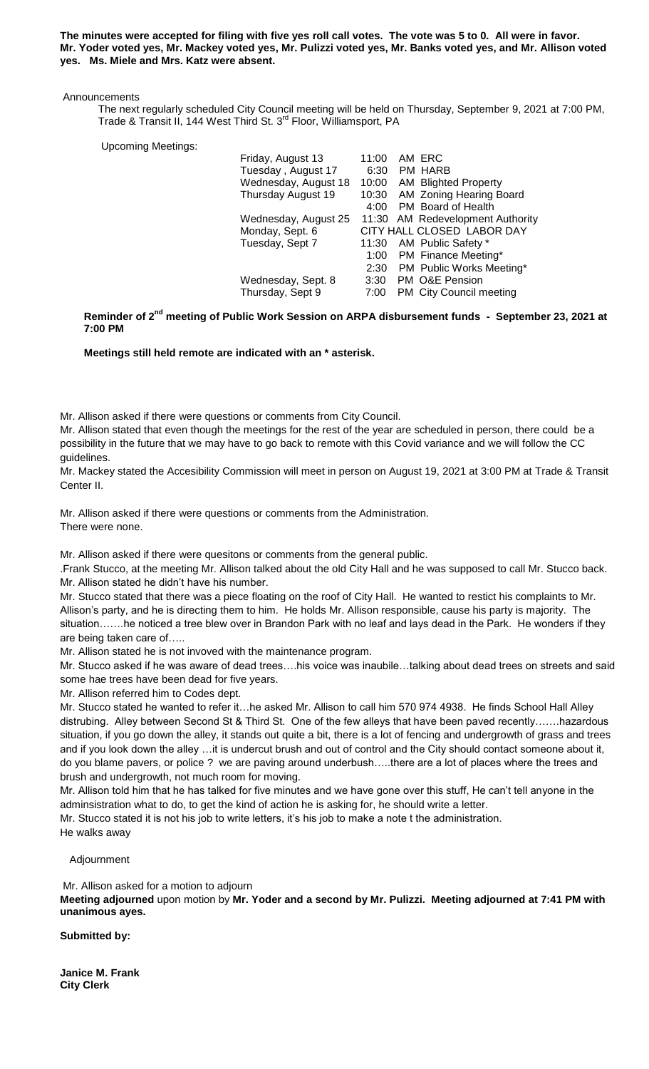**The minutes were accepted for filing with five yes roll call votes. The vote was 5 to 0. All were in favor. Mr. Yoder voted yes, Mr. Mackey voted yes, Mr. Pulizzi voted yes, Mr. Banks voted yes, and Mr. Allison voted yes. Ms. Miele and Mrs. Katz were absent.**

Announcements

The next regularly scheduled City Council meeting will be held on Thursday, September 9, 2021 at 7:00 PM, Trade & Transit II, 144 West Third St. 3rd Floor, Williamsport, PA

Upcoming Meetings:

| | | |
|---|---|---|
| Friday, August 13 | 11:00 | AM ERC |
| Tuesday , August 17 | 6:30 | PM HARB |
| Wednesday, August 18 | 10:00 | AM Blighted Property |
| Thursday August 19 | 10:30 | AM Zoning Hearing Board |
| | 4:00 | PM Board of Health |
| Wednesday, August 25 | 11:30 | AM Redevelopment Authority |
| Monday, Sept. 6 | CITY HALL CLOSED LABOR DAY | |
| Tuesday, Sept 7 | 11:30 | AM Public Safety * |
| | 1:00 | PM Finance Meeting* |
| | 2:30 | PM Public Works Meeting* |
| Wednesday, Sept. 8 | 3:30 | PM O&E Pension |
| Thursday, Sept 9 | 7:00 | PM City Council meeting |

**Reminder of 2nd meeting of Public Work Session on ARPA disbursement funds - September 23, 2021 at 7:00 PM**

**Meetings still held remote are indicated with an * asterisk.**

Mr. Allison asked if there were questions or comments from City Council.

Mr. Allison stated that even though the meetings for the rest of the year are scheduled in person, there could be a possibility in the future that we may have to go back to remote with this Covid variance and we will follow the CC guidelines.

Mr. Mackey stated the Accesibility Commission will meet in person on August 19, 2021 at 3:00 PM at Trade & Transit Center II.

Mr. Allison asked if there were questions or comments from the Administration.
There were none.

Mr. Allison asked if there were quesitons or comments from the general public.

.Frank Stucco, at the meeting Mr. Allison talked about the old City Hall and he was supposed to call Mr. Stucco back.
Mr. Allison stated he didn't have his number.

Mr. Stucco stated that there was a piece floating on the roof of City Hall. He wanted to restict his complaints to Mr. Allison's party, and he is directing them to him. He holds Mr. Allison responsible, cause his party is majority. The situation…….he noticed a tree blew over in Brandon Park with no leaf and lays dead in the Park. He wonders if they are being taken care of…..

Mr. Allison stated he is not invoved with the maintenance program.

Mr. Stucco asked if he was aware of dead trees….his voice was inaubile…talking about dead trees on streets and said some hae trees have been dead for five years.

Mr. Allison referred him to Codes dept.

Mr. Stucco stated he wanted to refer it…he asked Mr. Allison to call him 570 974 4938. He finds School Hall Alley distrubing. Alley between Second St & Third St. One of the few alleys that have been paved recently…….hazardous situation, if you go down the alley, it stands out quite a bit, there is a lot of fencing and undergrowth of grass and trees and if you look down the alley …it is undercut brush and out of control and the City should contact someone about it, do you blame pavers, or police ? we are paving around underbush…..there are a lot of places where the trees and brush and undergrowth, not much room for moving.

Mr. Allison told him that he has talked for five minutes and we have gone over this stuff, He can't tell anyone in the adminsistration what to do, to get the kind of action he is asking for, he should write a letter.

Mr. Stucco stated it is not his job to write letters, it's his job to make a note t the administration.
He walks away

Adjournment

Mr. Allison asked for a motion to adjourn

**Meeting adjourned** upon motion by **Mr. Yoder and a second by Mr. Pulizzi. Meeting adjourned at 7:41 PM with unanimous ayes.**

**Submitted by:**

**Janice M. Frank**
**City Clerk**